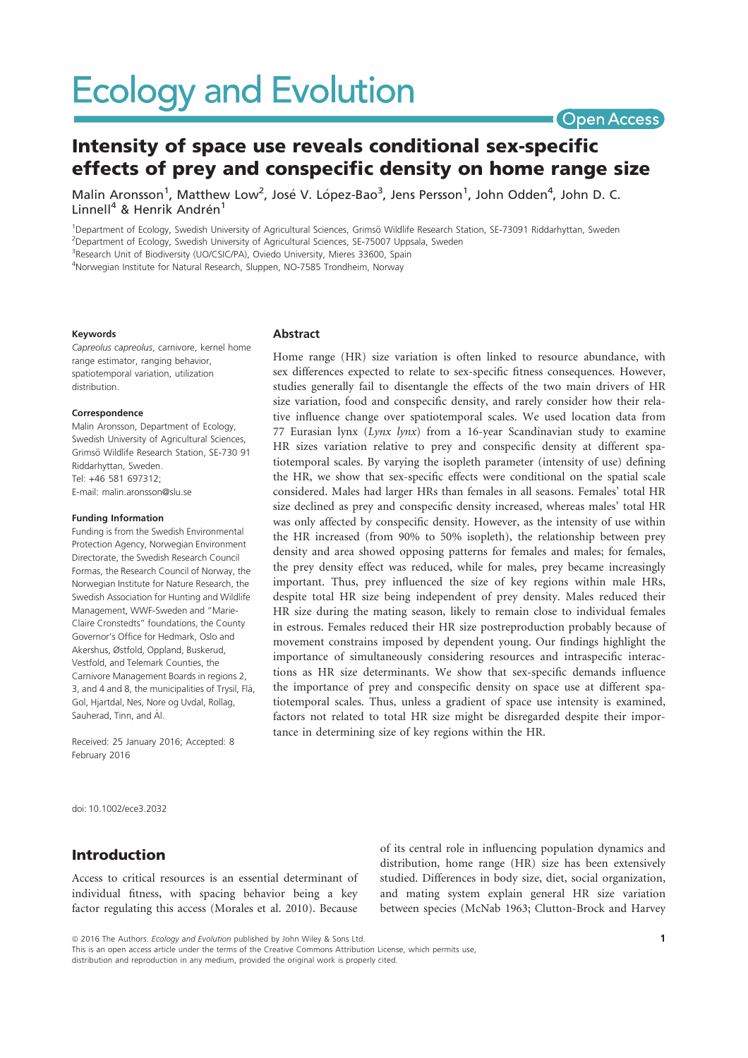# Ecology and Evolution

Open Access

## Intensity of space use reveals conditional sex-specific effects of prey and conspecific density on home range size

Malin Aronsson[1], Matthew Low[2], José V. López-Bao[3], Jens Persson[1], John Odden[4], John D. C. Linnell[4] & Henrik Andrén[1]

[1]Department of Ecology, Swedish University of Agricultural Sciences, Grimsö Wildlife Research Station, SE-73091 Riddarhyttan, Sweden
[2]Department of Ecology, Swedish University of Agricultural Sciences, SE-75007 Uppsala, Sweden
[3]Research Unit of Biodiversity (UO/CSIC/PA), Oviedo University, Mieres 33600, Spain
[4]Norwegian Institute for Natural Research, Sluppen, NO-7585 Trondheim, Norway

#### Keywords

*Capreolus capreolus*, carnivore, kernel home range estimator, ranging behavior, spatiotemporal variation, utilization distribution.

#### Correspondence

Malin Aronsson, Department of Ecology, Swedish University of Agricultural Sciences, Grimsö Wildlife Research Station, SE-730 91 Riddarhyttan, Sweden.
Tel: +46 581 697312;
E-mail: malin.aronsson@slu.se

#### Funding Information

Funding is from the Swedish Environmental Protection Agency, Norwegian Environment Directorate, the Swedish Research Council Formas, the Research Council of Norway, the Norwegian Institute for Nature Research, the Swedish Association for Hunting and Wildlife Management, WWF-Sweden and "Marie-Claire Cronstedts" foundations, the County Governor's Office for Hedmark, Oslo and Akershus, Østfold, Oppland, Buskerud, Vestfold, and Telemark Counties, the Carnivore Management Boards in regions 2, 3, and 4 and 8, the municipalities of Trysil, Flå, Gol, Hjartdal, Nes, Nore og Uvdal, Rollag, Sauherad, Tinn, and Ål.

Received: 25 January 2016; Accepted: 8 February 2016

doi: 10.1002/ece3.2032

### Abstract

Home range (HR) size variation is often linked to resource abundance, with sex differences expected to relate to sex-specific fitness consequences. However, studies generally fail to disentangle the effects of the two main drivers of HR size variation, food and conspecific density, and rarely consider how their relative influence change over spatiotemporal scales. We used location data from 77 Eurasian lynx (*Lynx lynx*) from a 16-year Scandinavian study to examine HR sizes variation relative to prey and conspecific density at different spatiotemporal scales. By varying the isopleth parameter (intensity of use) defining the HR, we show that sex-specific effects were conditional on the spatial scale considered. Males had larger HRs than females in all seasons. Females' total HR size declined as prey and conspecific density increased, whereas males' total HR was only affected by conspecific density. However, as the intensity of use within the HR increased (from 90% to 50% isopleth), the relationship between prey density and area showed opposing patterns for females and males; for females, the prey density effect was reduced, while for males, prey became increasingly important. Thus, prey influenced the size of key regions within male HRs, despite total HR size being independent of prey density. Males reduced their HR size during the mating season, likely to remain close to individual females in estrous. Females reduced their HR size postreproduction probably because of movement constrains imposed by dependent young. Our findings highlight the importance of simultaneously considering resources and intraspecific interactions as HR size determinants. We show that sex-specific demands influence the importance of prey and conspecific density on space use at different spatiotemporal scales. Thus, unless a gradient of space use intensity is examined, factors not related to total HR size might be disregarded despite their importance in determining size of key regions within the HR.

## Introduction

Access to critical resources is an essential determinant of individual fitness, with spacing behavior being a key factor regulating this access (Morales et al. 2010). Because of its central role in influencing population dynamics and distribution, home range (HR) size has been extensively studied. Differences in body size, diet, social organization, and mating system explain general HR size variation between species (McNab 1963; Clutton-Brock and Harvey

© 2016 The Authors. *Ecology and Evolution* published by John Wiley & Sons Ltd.
This is an open access article under the terms of the Creative Commons Attribution License, which permits use, distribution and reproduction in any medium, provided the original work is properly cited.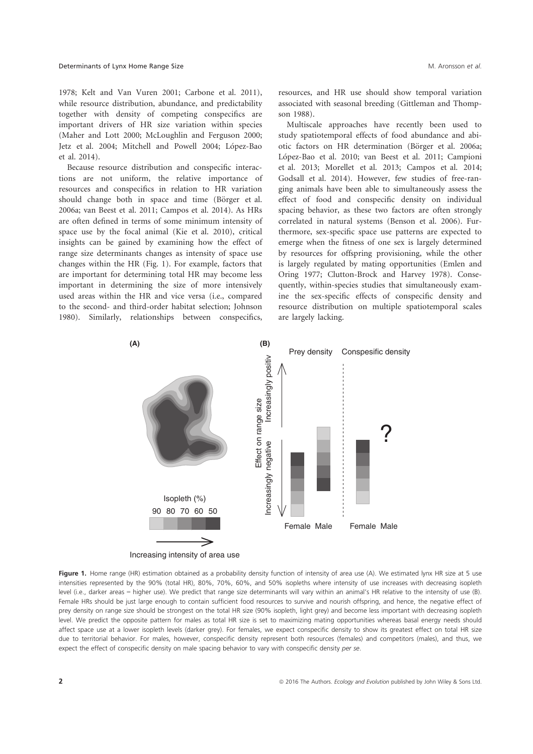1978; Kelt and Van Vuren 2001; Carbone et al. 2011), while resource distribution, abundance, and predictability together with density of competing conspecifics are important drivers of HR size variation within species (Maher and Lott 2000; McLoughlin and Ferguson 2000; Jetz et al. 2004; Mitchell and Powell 2004; López-Bao et al. 2014).

Because resource distribution and conspecific interactions are not uniform, the relative importance of resources and conspecifics in relation to HR variation should change both in space and time (Börger et al. 2006a; van Beest et al. 2011; Campos et al. 2014). As HRs are often defined in terms of some minimum intensity of space use by the focal animal (Kie et al. 2010), critical insights can be gained by examining how the effect of range size determinants changes as intensity of space use changes within the HR (Fig. 1). For example, factors that are important for determining total HR may become less important in determining the size of more intensively used areas within the HR and vice versa (i.e., compared to the second- and third-order habitat selection; Johnson 1980). Similarly, relationships between conspecifics, resources, and HR use should show temporal variation associated with seasonal breeding (Gittleman and Thompson 1988).

Multiscale approaches have recently been used to study spatiotemporal effects of food abundance and abiotic factors on HR determination (Börger et al. 2006a; López-Bao et al. 2010; van Beest et al. 2011; Campioni et al. 2013; Morellet et al. 2013; Campos et al. 2014; Godsall et al. 2014). However, few studies of free-ranging animals have been able to simultaneously assess the effect of food and conspecific density on individual spacing behavior, as these two factors are often strongly correlated in natural systems (Benson et al. 2006). Furthermore, sex-specific space use patterns are expected to emerge when the fitness of one sex is largely determined by resources for offspring provisioning, while the other is largely regulated by mating opportunities (Emlen and Oring 1977; Clutton-Brock and Harvey 1978). Consequently, within-species studies that simultaneously examine the sex-specific effects of conspecific density and resource distribution on multiple spatiotemporal scales are largely lacking.

**Figure 1.** Home range (HR) estimation obtained as a probability density function of intensity of area use (A). We estimated lynx HR size at 5 use intensities represented by the 90% (total HR), 80%, 70%, 60%, and 50% isopleths where intensity of use increases with decreasing isopleth level (i.e., darker areas = higher use). We predict that range size determinants will vary within an animal's HR relative to the intensity of use (B). Female HRs should be just large enough to contain sufficient food resources to survive and nourish offspring, and hence, the negative effect of prey density on range size should be strongest on the total HR size (90% isopleth, light grey) and become less important with decreasing isopleth level. We predict the opposite pattern for males as total HR size is set to maximizing mating opportunities whereas basal energy needs should affect space use at a lower isopleth levels (darker grey). For females, we expect conspecific density to show its greatest effect on total HR size due to territorial behavior. For males, however, conspecific density represent both resources (females) and competitors (males), and thus, we expect the effect of conspecific density on male spacing behavior to vary with conspecific density *per se*.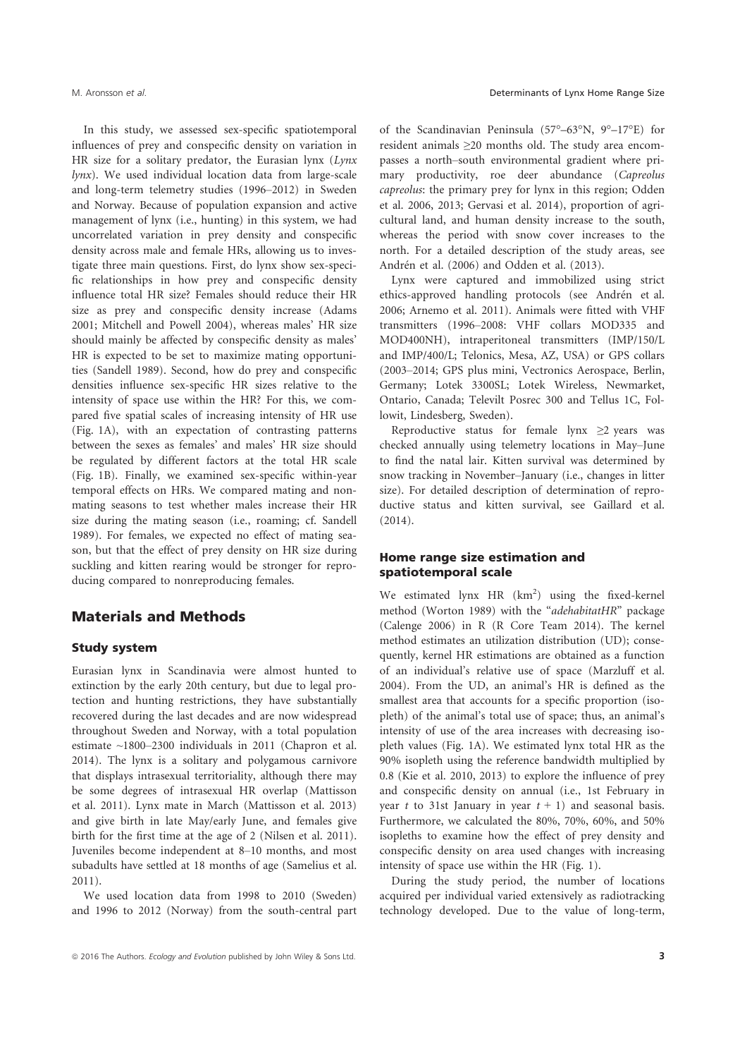In this study, we assessed sex-specific spatiotemporal influences of prey and conspecific density on variation in HR size for a solitary predator, the Eurasian lynx (*Lynx lynx*). We used individual location data from large-scale and long-term telemetry studies (1996–2012) in Sweden and Norway. Because of population expansion and active management of lynx (i.e., hunting) in this system, we had uncorrelated variation in prey density and conspecific density across male and female HRs, allowing us to investigate three main questions. First, do lynx show sex-specific relationships in how prey and conspecific density influence total HR size? Females should reduce their HR size as prey and conspecific density increase (Adams 2001; Mitchell and Powell 2004), whereas males' HR size should mainly be affected by conspecific density as males' HR is expected to be set to maximize mating opportunities (Sandell 1989). Second, how do prey and conspecific densities influence sex-specific HR sizes relative to the intensity of space use within the HR? For this, we compared five spatial scales of increasing intensity of HR use (Fig. 1A), with an expectation of contrasting patterns between the sexes as females' and males' HR size should be regulated by different factors at the total HR scale (Fig. 1B). Finally, we examined sex-specific within-year temporal effects on HRs. We compared mating and nonmating seasons to test whether males increase their HR size during the mating season (i.e., roaming; cf. Sandell 1989). For females, we expected no effect of mating season, but that the effect of prey density on HR size during suckling and kitten rearing would be stronger for reproducing compared to nonreproducing females.

## Materials and Methods

### Study system

Eurasian lynx in Scandinavia were almost hunted to extinction by the early 20th century, but due to legal protection and hunting restrictions, they have substantially recovered during the last decades and are now widespread throughout Sweden and Norway, with a total population estimate ~1800–2300 individuals in 2011 (Chapron et al. 2014). The lynx is a solitary and polygamous carnivore that displays intrasexual territoriality, although there may be some degrees of intrasexual HR overlap (Mattisson et al. 2011). Lynx mate in March (Mattisson et al. 2013) and give birth in late May/early June, and females give birth for the first time at the age of 2 (Nilsen et al. 2011). Juveniles become independent at 8–10 months, and most subadults have settled at 18 months of age (Samelius et al. 2011).

We used location data from 1998 to 2010 (Sweden) and 1996 to 2012 (Norway) from the south-central part of the Scandinavian Peninsula (57°–63°N, 9°–17°E) for resident animals ≥20 months old. The study area encompasses a north–south environmental gradient where primary productivity, roe deer abundance (*Capreolus capreolus*: the primary prey for lynx in this region; Odden et al. 2006, 2013; Gervasi et al. 2014), proportion of agricultural land, and human density increase to the south, whereas the period with snow cover increases to the north. For a detailed description of the study areas, see Andrén et al. (2006) and Odden et al. (2013).

Lynx were captured and immobilized using strict ethics-approved handling protocols (see Andrén et al. 2006; Arnemo et al. 2011). Animals were fitted with VHF transmitters (1996–2008: VHF collars MOD335 and MOD400NH), intraperitoneal transmitters (IMP/150/L and IMP/400/L; Telonics, Mesa, AZ, USA) or GPS collars (2003–2014; GPS plus mini, Vectronics Aerospace, Berlin, Germany; Lotek 3300SL; Lotek Wireless, Newmarket, Ontario, Canada; Televilt Posrec 300 and Tellus 1C, Followit, Lindesberg, Sweden).

Reproductive status for female lynx ≥2 years was checked annually using telemetry locations in May–June to find the natal lair. Kitten survival was determined by snow tracking in November–January (i.e., changes in litter size). For detailed description of determination of reproductive status and kitten survival, see Gaillard et al. (2014).

### Home range size estimation and spatiotemporal scale

We estimated lynx HR (km$^2$) using the fixed-kernel method (Worton 1989) with the "*adehabitatHR*" package (Calenge 2006) in R (R Core Team 2014). The kernel method estimates an utilization distribution (UD); consequently, kernel HR estimations are obtained as a function of an individual's relative use of space (Marzluff et al. 2004). From the UD, an animal's HR is defined as the smallest area that accounts for a specific proportion (isopleth) of the animal's total use of space; thus, an animal's intensity of use of the area increases with decreasing isopleth values (Fig. 1A). We estimated lynx total HR as the 90% isopleth using the reference bandwidth multiplied by 0.8 (Kie et al. 2010, 2013) to explore the influence of prey and conspecific density on annual (i.e., 1st February in year $t$ to 31st January in year $t + 1$) and seasonal basis. Furthermore, we calculated the 80%, 70%, 60%, and 50% isopleths to examine how the effect of prey density and conspecific density on area used changes with increasing intensity of space use within the HR (Fig. 1).

During the study period, the number of locations acquired per individual varied extensively as radiotracking technology developed. Due to the value of long-term,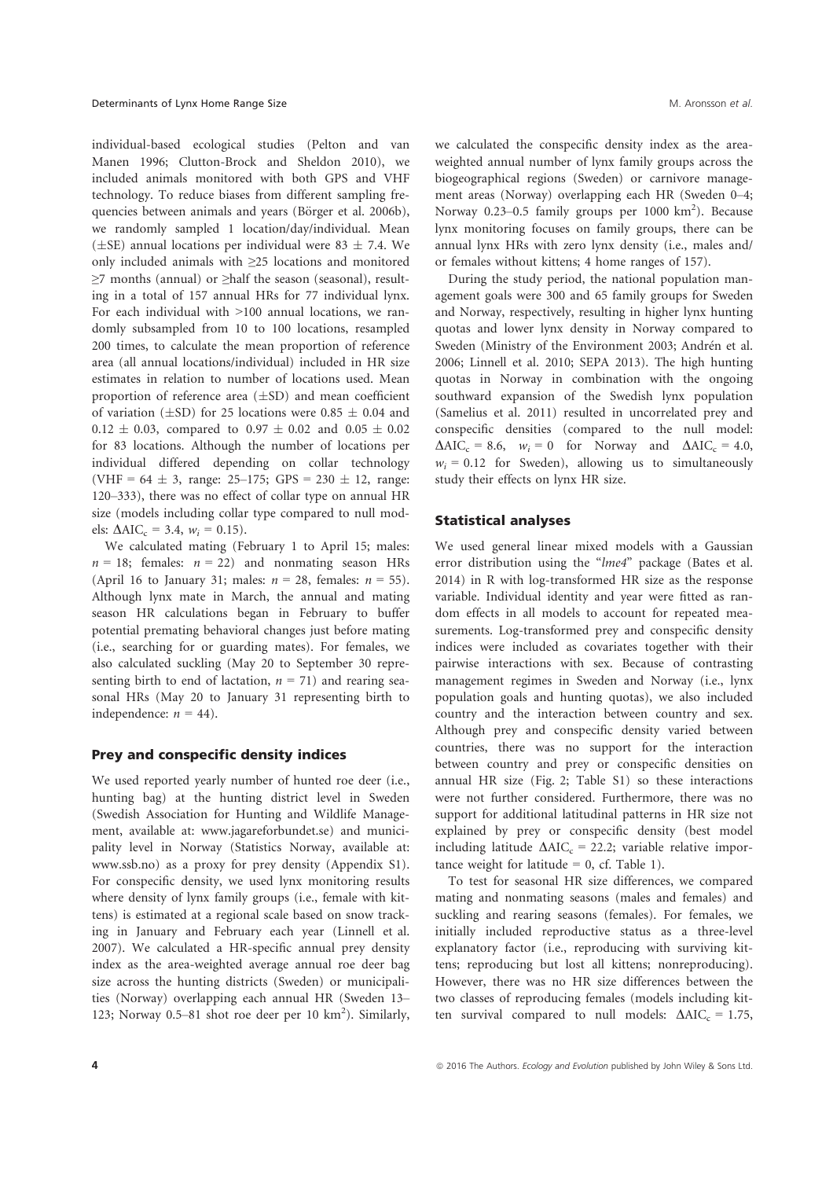individual-based ecological studies (Pelton and van Manen 1996; Clutton-Brock and Sheldon 2010), we included animals monitored with both GPS and VHF technology. To reduce biases from different sampling frequencies between animals and years (Börger et al. 2006b), we randomly sampled 1 location/day/individual. Mean (±SE) annual locations per individual were 83 ± 7.4. We only included animals with ≥25 locations and monitored ≥7 months (annual) or ≥half the season (seasonal), resulting in a total of 157 annual HRs for 77 individual lynx. For each individual with >100 annual locations, we randomly subsampled from 10 to 100 locations, resampled 200 times, to calculate the mean proportion of reference area (all annual locations/individual) included in HR size estimates in relation to number of locations used. Mean proportion of reference area (±SD) and mean coefficient of variation (±SD) for 25 locations were 0.85 ± 0.04 and 0.12 ± 0.03, compared to 0.97 ± 0.02 and 0.05 ± 0.02 for 83 locations. Although the number of locations per individual differed depending on collar technology (VHF = 64 ± 3, range: 25–175; GPS = 230 ± 12, range: 120–333), there was no effect of collar type on annual HR size (models including collar type compared to null models: $\Delta AIC_c = 3.4$, $w_i = 0.15$).

We calculated mating (February 1 to April 15; males: $n = 18$; females: $n = 22$) and nonmating season HRs (April 16 to January 31; males: $n = 28$, females: $n = 55$). Although lynx mate in March, the annual and mating season HR calculations began in February to buffer potential premating behavioral changes just before mating (i.e., searching for or guarding mates). For females, we also calculated suckling (May 20 to September 30 representing birth to end of lactation, $n = 71$) and rearing seasonal HRs (May 20 to January 31 representing birth to independence: $n = 44$).

### Prey and conspecific density indices

We used reported yearly number of hunted roe deer (i.e., hunting bag) at the hunting district level in Sweden (Swedish Association for Hunting and Wildlife Management, available at: www.jagareforbundet.se) and municipality level in Norway (Statistics Norway, available at: www.ssb.no) as a proxy for prey density (Appendix S1). For conspecific density, we used lynx monitoring results where density of lynx family groups (i.e., female with kittens) is estimated at a regional scale based on snow tracking in January and February each year (Linnell et al. 2007). We calculated a HR-specific annual prey density index as the area-weighted average annual roe deer bag size across the hunting districts (Sweden) or municipalities (Norway) overlapping each annual HR (Sweden 13–123; Norway 0.5–81 shot roe deer per 10 km$^2$). Similarly, we calculated the conspecific density index as the area-weighted annual number of lynx family groups across the biogeographical regions (Sweden) or carnivore management areas (Norway) overlapping each HR (Sweden 0–4; Norway 0.23–0.5 family groups per 1000 km$^2$). Because lynx monitoring focuses on family groups, there can be annual lynx HRs with zero lynx density (i.e., males and/or females without kittens; 4 home ranges of 157).

During the study period, the national population management goals were 300 and 65 family groups for Sweden and Norway, respectively, resulting in higher lynx hunting quotas and lower lynx density in Norway compared to Sweden (Ministry of the Environment 2003; Andrén et al. 2006; Linnell et al. 2010; SEPA 2013). The high hunting quotas in Norway in combination with the ongoing southward expansion of the Swedish lynx population (Samelius et al. 2011) resulted in uncorrelated prey and conspecific densities (compared to the null model: $\Delta AIC_c = 8.6$, $w_i = 0$ for Norway and $\Delta AIC_c = 4.0$, $w_i = 0.12$ for Sweden), allowing us to simultaneously study their effects on lynx HR size.

### Statistical analyses

We used general linear mixed models with a Gaussian error distribution using the "*lme4*" package (Bates et al. 2014) in R with log-transformed HR size as the response variable. Individual identity and year were fitted as random effects in all models to account for repeated measurements. Log-transformed prey and conspecific density indices were included as covariates together with their pairwise interactions with sex. Because of contrasting management regimes in Sweden and Norway (i.e., lynx population goals and hunting quotas), we also included country and the interaction between country and sex. Although prey and conspecific density varied between countries, there was no support for the interaction between country and prey or conspecific densities on annual HR size (Fig. 2; Table S1) so these interactions were not further considered. Furthermore, there was no support for additional latitudinal patterns in HR size not explained by prey or conspecific density (best model including latitude $\Delta AIC_c = 22.2$; variable relative importance weight for latitude = 0, cf. Table 1).

To test for seasonal HR size differences, we compared mating and nonmating seasons (males and females) and suckling and rearing seasons (females). For females, we initially included reproductive status as a three-level explanatory factor (i.e., reproducing with surviving kittens; reproducing but lost all kittens; nonreproducing). However, there was no HR size differences between the two classes of reproducing females (models including kitten survival compared to null models: $\Delta AIC_c = 1.75$,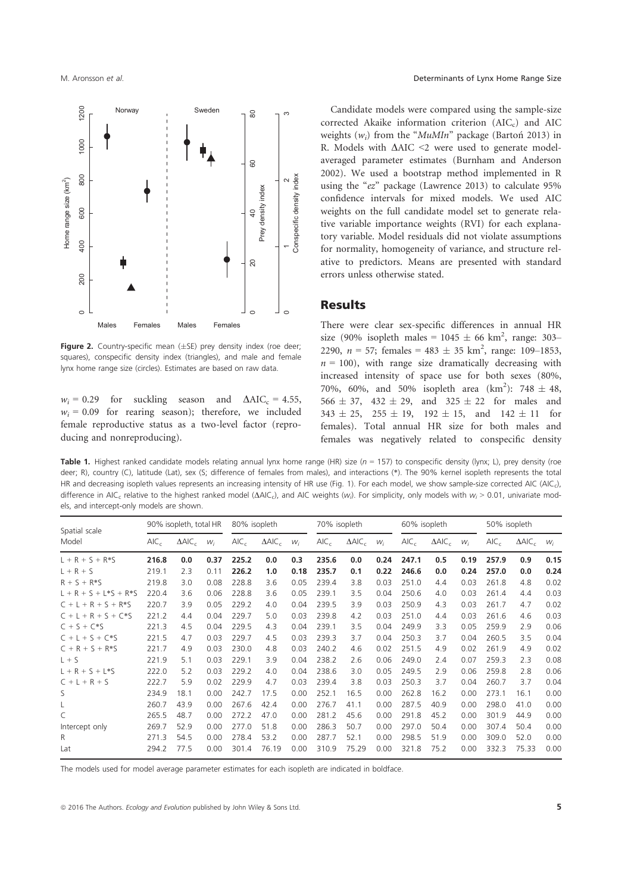Figure 2. Country-specific mean (±SE) prey density index (roe deer; squares), conspecific density index (triangles), and male and female lynx home range size (circles). Estimates are based on raw data.

$w_i = 0.29$ for suckling season and $\Delta AIC_c = 4.55$, $w_i = 0.09$ for rearing season); therefore, we included female reproductive status as a two-level factor (reproducing and nonreproducing).

Candidate models were compared using the sample-size corrected Akaike information criterion ($AIC_c$) and AIC weights ($w_i$) from the "*MuMIn*" package (Bartoń 2013) in R. Models with ΔAIC <2 were used to generate model-averaged parameter estimates (Burnham and Anderson 2002). We used a bootstrap method implemented in R using the "*ez*" package (Lawrence 2013) to calculate 95% confidence intervals for mixed models. We used AIC weights on the full candidate model set to generate relative variable importance weights (RVI) for each explanatory variable. Model residuals did not violate assumptions for normality, homogeneity of variance, and structure relative to predictors. Means are presented with standard errors unless otherwise stated.

## Results

There were clear sex-specific differences in annual HR size (90% isopleth males = 1045 ± 66 km$^2$, range: 303–2290, $n = 57$; females = 483 ± 35 km$^2$, range: 109–1853, $n = 100$), with range size dramatically decreasing with increased intensity of space use for both sexes (80%, 70%, 60%, and 50% isopleth area (km$^2$): 748 ± 48, 566 ± 37, 432 ± 29, and 325 ± 22 for males and 343 ± 25, 255 ± 19, 192 ± 15, and 142 ± 11 for females). Total annual HR size for both males and females was negatively related to conspecific density

**Table 1.** Highest ranked candidate models relating annual lynx home range (HR) size ($n = 157$) to conspecific density (lynx; L), prey density (roe deer; R), country (C), latitude (Lat), sex (S; difference of females from males), and interactions (*). The 90% kernel isopleth represents the total HR and decreasing isopleth values represents an increasing intensity of HR use (Fig. 1). For each model, we show sample-size corrected AIC ($AIC_c$), difference in $AIC_c$ relative to the highest ranked model ($\Delta AIC_c$), and AIC weights ($w_i$). For simplicity, only models with $w_i > 0.01$, univariate models, and intercept-only models are shown.

| Spatial scale | 90% isopleth, total HR | | | 80% isopleth | | | 70% isopleth | | | 60% isopleth | | | 50% isopleth | | |
|---|---|---|---|---|---|---|---|---|---|---|---|---|---|---|---|
| Model | $AIC_c$ | $\Delta AIC_c$ | $w_i$ | $AIC_c$ | $\Delta AIC_c$ | $w_i$ | $AIC_c$ | $\Delta AIC_c$ | $w_i$ | $AIC_c$ | $\Delta AIC_c$ | $w_i$ | $AIC_c$ | $\Delta AIC_c$ | $w_i$ |
| L + R + S + R*S | **216.8** | **0.0** | **0.37** | **225.2** | **0.0** | **0.3** | **235.6** | **0.0** | **0.24** | **247.1** | **0.5** | **0.19** | **257.9** | **0.9** | **0.15** |
| L + R + S | 219.1 | 2.3 | 0.11 | **226.2** | **1.0** | **0.18** | **235.7** | **0.1** | **0.22** | **246.6** | **0.0** | **0.24** | **257.0** | **0.0** | **0.24** |
| R + S + R*S | 219.8 | 3.0 | 0.08 | 228.8 | 3.6 | 0.05 | 239.4 | 3.8 | 0.03 | 251.0 | 4.4 | 0.03 | 261.8 | 4.8 | 0.02 |
| L + R + S + L*S + R*S | 220.4 | 3.6 | 0.06 | 228.8 | 3.6 | 0.05 | 239.1 | 3.5 | 0.04 | 250.6 | 4.0 | 0.03 | 261.4 | 4.4 | 0.03 |
| C + L + R + S + R*S | 220.7 | 3.9 | 0.05 | 229.2 | 4.0 | 0.04 | 239.5 | 3.9 | 0.03 | 250.9 | 4.3 | 0.03 | 261.7 | 4.7 | 0.02 |
| C + L + R + S + C*S | 221.2 | 4.4 | 0.04 | 229.7 | 5.0 | 0.03 | 239.8 | 4.2 | 0.03 | 251.0 | 4.4 | 0.03 | 261.6 | 4.6 | 0.03 |
| C + S + C*S | 221.3 | 4.5 | 0.04 | 229.5 | 4.3 | 0.04 | 239.1 | 3.5 | 0.04 | 249.9 | 3.3 | 0.05 | 259.9 | 2.9 | 0.06 |
| C + L + S + C*S | 221.5 | 4.7 | 0.03 | 229.7 | 4.5 | 0.03 | 239.3 | 3.7 | 0.04 | 250.3 | 3.7 | 0.04 | 260.5 | 3.5 | 0.04 |
| C + R + S + R*S | 221.7 | 4.9 | 0.03 | 230.0 | 4.8 | 0.03 | 240.2 | 4.6 | 0.02 | 251.5 | 4.9 | 0.02 | 261.9 | 4.9 | 0.02 |
| L + S | 221.9 | 5.1 | 0.03 | 229.1 | 3.9 | 0.04 | 238.2 | 2.6 | 0.06 | 249.0 | 2.4 | 0.07 | 259.3 | 2.3 | 0.08 |
| L + R + S + L*S | 222.0 | 5.2 | 0.03 | 229.2 | 4.0 | 0.04 | 238.6 | 3.0 | 0.05 | 249.5 | 2.9 | 0.06 | 259.8 | 2.8 | 0.06 |
| C + L + R + S | 222.7 | 5.9 | 0.02 | 229.9 | 4.7 | 0.03 | 239.4 | 3.8 | 0.03 | 250.3 | 3.7 | 0.04 | 260.7 | 3.7 | 0.04 |
| S | 234.9 | 18.1 | 0.00 | 242.7 | 17.5 | 0.00 | 252.1 | 16.5 | 0.00 | 262.8 | 16.2 | 0.00 | 273.1 | 16.1 | 0.00 |
| L | 260.7 | 43.9 | 0.00 | 267.6 | 42.4 | 0.00 | 276.7 | 41.1 | 0.00 | 287.5 | 40.9 | 0.00 | 298.0 | 41.0 | 0.00 |
| C | 265.5 | 48.7 | 0.00 | 272.2 | 47.0 | 0.00 | 281.2 | 45.6 | 0.00 | 291.8 | 45.2 | 0.00 | 301.9 | 44.9 | 0.00 |
| Intercept only | 269.7 | 52.9 | 0.00 | 277.0 | 51.8 | 0.00 | 286.3 | 50.7 | 0.00 | 297.0 | 50.4 | 0.00 | 307.4 | 50.4 | 0.00 |
| R | 271.3 | 54.5 | 0.00 | 278.4 | 53.2 | 0.00 | 287.7 | 52.1 | 0.00 | 298.5 | 51.9 | 0.00 | 309.0 | 52.0 | 0.00 |
| Lat | 294.2 | 77.5 | 0.00 | 301.4 | 76.19 | 0.00 | 310.9 | 75.29 | 0.00 | 321.8 | 75.2 | 0.00 | 332.3 | 75.33 | 0.00 |

The models used for model average parameter estimates for each isopleth are indicated in boldface.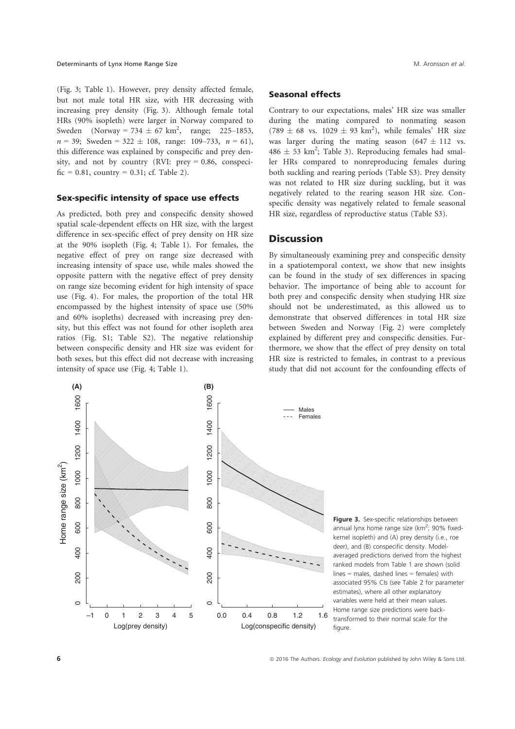(Fig. 3; Table 1). However, prey density affected female, but not male total HR size, with HR decreasing with increasing prey density (Fig. 3). Although female total HRs (90% isopleth) were larger in Norway compared to Sweden (Norway = 734 ± 67 km$^2$, range; 225–1853, $n$ = 39; Sweden = 322 ± 108, range: 109–733, $n$ = 61), this difference was explained by conspecific and prey density, and not by country (RVI: prey = 0.86, conspecific = 0.81, country = 0.31; cf. Table 2).

### Sex-specific intensity of space use effects

As predicted, both prey and conspecific density showed spatial scale-dependent effects on HR size, with the largest difference in sex-specific effect of prey density on HR size at the 90% isopleth (Fig. 4; Table 1). For females, the negative effect of prey on range size decreased with increasing intensity of space use, while males showed the opposite pattern with the negative effect of prey density on range size becoming evident for high intensity of space use (Fig. 4). For males, the proportion of the total HR encompassed by the highest intensity of space use (50% and 60% isopleths) decreased with increasing prey density, but this effect was not found for other isopleth area ratios (Fig. S1; Table S2). The negative relationship between conspecific density and HR size was evident for both sexes, but this effect did not decrease with increasing intensity of space use (Fig. 4; Table 1).

### Seasonal effects

Contrary to our expectations, males' HR size was smaller during the mating compared to nonmating season (789 ± 68 vs. 1029 ± 93 km$^2$), while females' HR size was larger during the mating season (647 ± 112 vs. 486 ± 53 km$^2$; Table 3). Reproducing females had smaller HRs compared to nonreproducing females during both suckling and rearing periods (Table S3). Prey density was not related to HR size during suckling, but it was negatively related to the rearing season HR size. Conspecific density was negatively related to female seasonal HR size, regardless of reproductive status (Table S3).

## Discussion

By simultaneously examining prey and conspecific density in a spatiotemporal context, we show that new insights can be found in the study of sex differences in spacing behavior. The importance of being able to account for both prey and conspecific density when studying HR size should not be underestimated, as this allowed us to demonstrate that observed differences in total HR size between Sweden and Norway (Fig. 2) were completely explained by different prey and conspecific densities. Furthermore, we show that the effect of prey density on total HR size is restricted to females, in contrast to a previous study that did not account for the confounding effects of

**Figure 3.** Sex-specific relationships between annual lynx home range size (km$^2$; 90% fixed-kernel isopleth) and (A) prey density (i.e., roe deer), and (B) conspecific density. Model-averaged predictions derived from the highest ranked models from Table 1 are shown (solid lines = males, dashed lines = females) with associated 95% CIs (see Table 2 for parameter estimates), where all other explanatory variables were held at their mean values. Home range size predictions were back-transformed to their normal scale for the figure.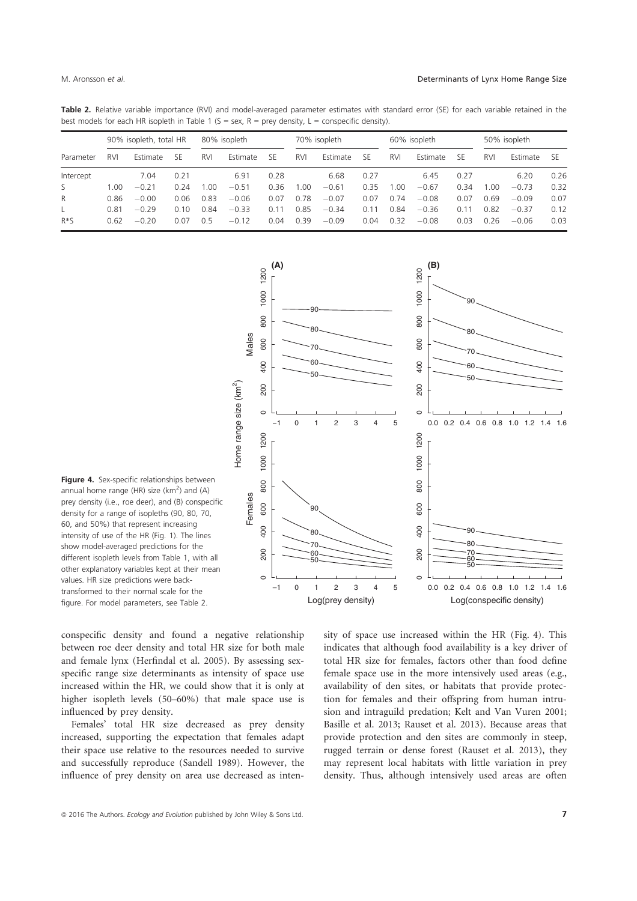**Table 2.** Relative variable importance (RVI) and model-averaged parameter estimates with standard error (SE) for each variable retained in the best models for each HR isopleth in Table 1 (S = sex, R = prey density, L = conspecific density).

| Parameter | 90% isopleth, total HR | | | 80% isopleth | | | 70% isopleth | | | 60% isopleth | | | 50% isopleth | | |
|---|---|---|---|---|---|---|---|---|---|---|---|---|---|---|---|
| | RVI | Estimate | SE | RVI | Estimate | SE | RVI | Estimate | SE | RVI | Estimate | SE | RVI | Estimate | SE |
| Intercept | | 7.04 | 0.21 | | 6.91 | 0.28 | | 6.68 | 0.27 | | 6.45 | 0.27 | | 6.20 | 0.26 |
| S | 1.00 | −0.21 | 0.24 | 1.00 | −0.51 | 0.36 | 1.00 | −0.61 | 0.35 | 1.00 | −0.67 | 0.34 | 1.00 | −0.73 | 0.32 |
| R | 0.86 | −0.00 | 0.06 | 0.83 | −0.06 | 0.07 | 0.78 | −0.07 | 0.07 | 0.74 | −0.08 | 0.07 | 0.69 | −0.09 | 0.07 |
| L | 0.81 | −0.29 | 0.10 | 0.84 | −0.33 | 0.11 | 0.85 | −0.34 | 0.11 | 0.84 | −0.36 | 0.11 | 0.82 | −0.37 | 0.12 |
| R*S | 0.62 | −0.20 | 0.07 | 0.5 | −0.12 | 0.04 | 0.39 | −0.09 | 0.04 | 0.32 | −0.08 | 0.03 | 0.26 | −0.06 | 0.03 |

**Figure 4.** Sex-specific relationships between annual home range (HR) size (km$^2$) and (A) prey density (i.e., roe deer), and (B) conspecific density for a range of isopleths (90, 80, 70, 60, and 50%) that represent increasing intensity of use of the HR (Fig. 1). The lines show model-averaged predictions for the different isopleth levels from Table 1, with all other explanatory variables kept at their mean values. HR size predictions were back-transformed to their normal scale for the figure. For model parameters, see Table 2.

conspecific density and found a negative relationship between roe deer density and total HR size for both male and female lynx (Herfindal et al. 2005). By assessing sex-specific range size determinants as intensity of space use increased within the HR, we could show that it is only at higher isopleth levels (50–60%) that male space use is influenced by prey density.

Females' total HR size decreased as prey density increased, supporting the expectation that females adapt their space use relative to the resources needed to survive and successfully reproduce (Sandell 1989). However, the influence of prey density on area use decreased as intensity of space use increased within the HR (Fig. 4). This indicates that although food availability is a key driver of total HR size for females, factors other than food define female space use in the more intensively used areas (e.g., availability of den sites, or habitats that provide protection for females and their offspring from human intrusion and intraguild predation; Kelt and Van Vuren 2001; Basille et al. 2013; Rauset et al. 2013). Because areas that provide protection and den sites are commonly in steep, rugged terrain or dense forest (Rauset et al. 2013), they may represent local habitats with little variation in prey density. Thus, although intensively used areas are often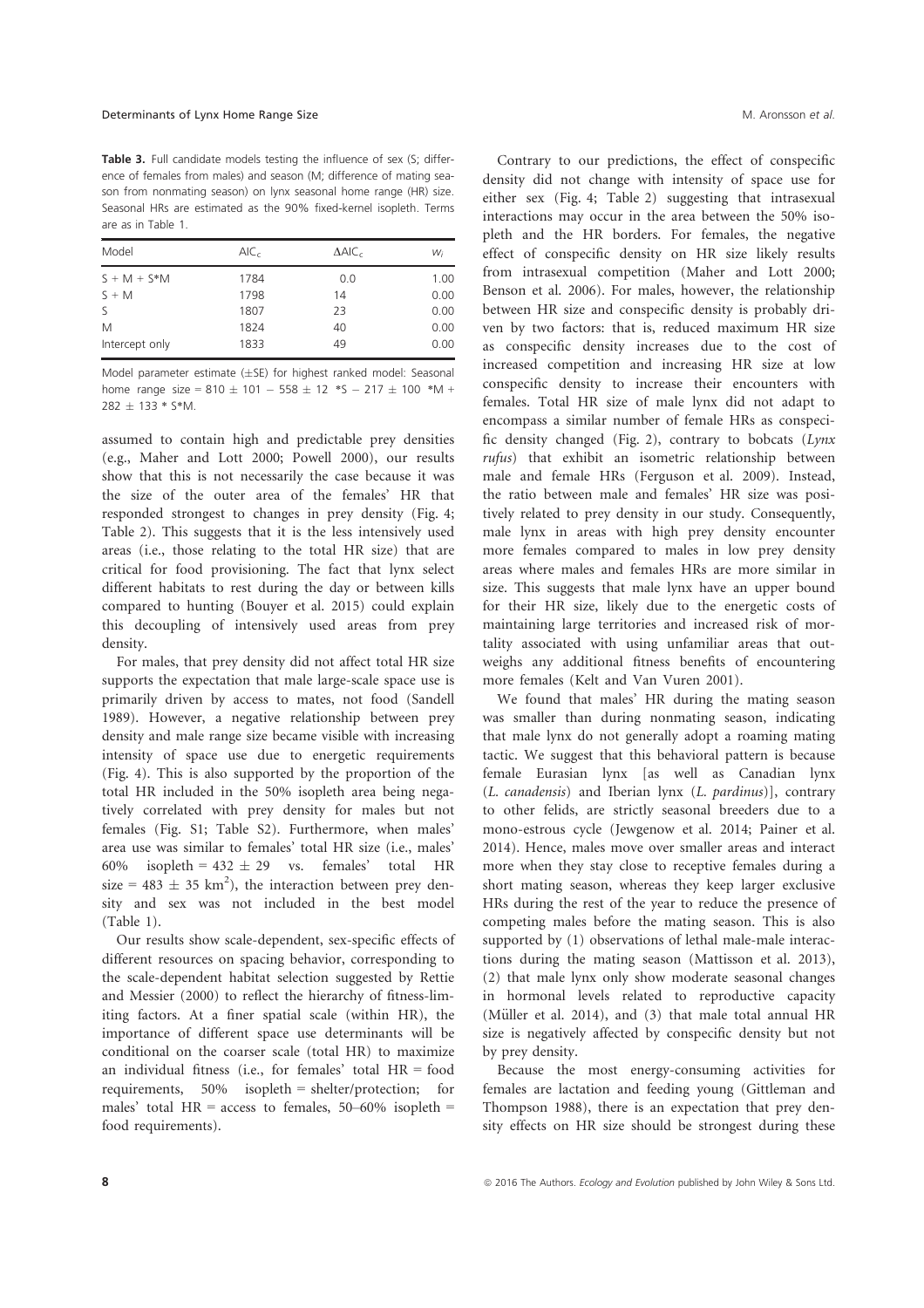**Table 3.** Full candidate models testing the influence of sex (S; difference of females from males) and season (M; difference of mating season from nonmating season) on lynx seasonal home range (HR) size. Seasonal HRs are estimated as the 90% fixed-kernel isopleth. Terms are as in Table 1.

| Model | $AIC_c$ | $\Delta AIC_c$ | $w_i$ |
|---|---|---|---|
| S + M + S*M | 1784 | 0.0 | 1.00 |
| S + M | 1798 | 14 | 0.00 |
| S | 1807 | 23 | 0.00 |
| M | 1824 | 40 | 0.00 |
| Intercept only | 1833 | 49 | 0.00 |

Model parameter estimate (±SE) for highest ranked model: Seasonal home range size = 810 ± 101 − 558 ± 12 *S − 217 ± 100 *M + 282 ± 133 * S*M.

assumed to contain high and predictable prey densities (e.g., Maher and Lott 2000; Powell 2000), our results show that this is not necessarily the case because it was the size of the outer area of the females' HR that responded strongest to changes in prey density (Fig. 4; Table 2). This suggests that it is the less intensively used areas (i.e., those relating to the total HR size) that are critical for food provisioning. The fact that lynx select different habitats to rest during the day or between kills compared to hunting (Bouyer et al. 2015) could explain this decoupling of intensively used areas from prey density.

For males, that prey density did not affect total HR size supports the expectation that male large-scale space use is primarily driven by access to mates, not food (Sandell 1989). However, a negative relationship between prey density and male range size became visible with increasing intensity of space use due to energetic requirements (Fig. 4). This is also supported by the proportion of the total HR included in the 50% isopleth area being negatively correlated with prey density for males but not females (Fig. S1; Table S2). Furthermore, when males' area use was similar to females' total HR size (i.e., males' 60% isopleth = 432 ± 29 vs. females' total HR size = 483 ± 35 $km^2$), the interaction between prey density and sex was not included in the best model (Table 1).

Our results show scale-dependent, sex-specific effects of different resources on spacing behavior, corresponding to the scale-dependent habitat selection suggested by Rettie and Messier (2000) to reflect the hierarchy of fitness-limiting factors. At a finer spatial scale (within HR), the importance of different space use determinants will be conditional on the coarser scale (total HR) to maximize an individual fitness (i.e., for females' total HR = food requirements, 50% isopleth = shelter/protection; for males' total HR = access to females, 50–60% isopleth = food requirements).

Contrary to our predictions, the effect of conspecific density did not change with intensity of space use for either sex (Fig. 4; Table 2) suggesting that intrasexual interactions may occur in the area between the 50% isopleth and the HR borders. For females, the negative effect of conspecific density on HR size likely results from intrasexual competition (Maher and Lott 2000; Benson et al. 2006). For males, however, the relationship between HR size and conspecific density is probably driven by two factors: that is, reduced maximum HR size as conspecific density increases due to the cost of increased competition and increasing HR size at low conspecific density to increase their encounters with females. Total HR size of male lynx did not adapt to encompass a similar number of female HRs as conspecific density changed (Fig. 2), contrary to bobcats (*Lynx rufus*) that exhibit an isometric relationship between male and female HRs (Ferguson et al. 2009). Instead, the ratio between male and females' HR size was positively related to prey density in our study. Consequently, male lynx in areas with high prey density encounter more females compared to males in low prey density areas where males and females HRs are more similar in size. This suggests that male lynx have an upper bound for their HR size, likely due to the energetic costs of maintaining large territories and increased risk of mortality associated with using unfamiliar areas that outweighs any additional fitness benefits of encountering more females (Kelt and Van Vuren 2001).

We found that males' HR during the mating season was smaller than during nonmating season, indicating that male lynx do not generally adopt a roaming mating tactic. We suggest that this behavioral pattern is because female Eurasian lynx [as well as Canadian lynx (*L. canadensis*) and Iberian lynx (*L. pardinus*)], contrary to other felids, are strictly seasonal breeders due to a mono-estrous cycle (Jewgenow et al. 2014; Painer et al. 2014). Hence, males move over smaller areas and interact more when they stay close to receptive females during a short mating season, whereas they keep larger exclusive HRs during the rest of the year to reduce the presence of competing males before the mating season. This is also supported by (1) observations of lethal male-male interactions during the mating season (Mattisson et al. 2013), (2) that male lynx only show moderate seasonal changes in hormonal levels related to reproductive capacity (Müller et al. 2014), and (3) that male total annual HR size is negatively affected by conspecific density but not by prey density.

Because the most energy-consuming activities for females are lactation and feeding young (Gittleman and Thompson 1988), there is an expectation that prey density effects on HR size should be strongest during these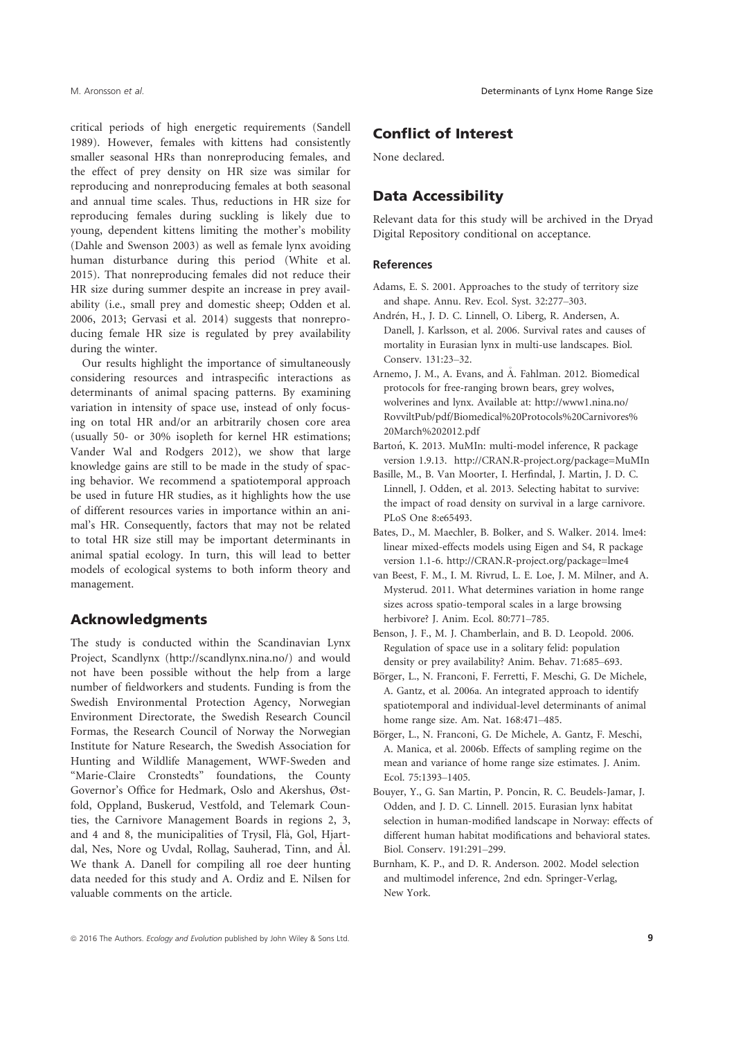critical periods of high energetic requirements (Sandell 1989). However, females with kittens had consistently smaller seasonal HRs than nonreproducing females, and the effect of prey density on HR size was similar for reproducing and nonreproducing females at both seasonal and annual time scales. Thus, reductions in HR size for reproducing females during suckling is likely due to young, dependent kittens limiting the mother's mobility (Dahle and Swenson 2003) as well as female lynx avoiding human disturbance during this period (White et al. 2015). That nonreproducing females did not reduce their HR size during summer despite an increase in prey availability (i.e., small prey and domestic sheep; Odden et al. 2006, 2013; Gervasi et al. 2014) suggests that nonreproducing female HR size is regulated by prey availability during the winter.

Our results highlight the importance of simultaneously considering resources and intraspecific interactions as determinants of animal spacing patterns. By examining variation in intensity of space use, instead of only focusing on total HR and/or an arbitrarily chosen core area (usually 50- or 30% isopleth for kernel HR estimations; Vander Wal and Rodgers 2012), we show that large knowledge gains are still to be made in the study of spacing behavior. We recommend a spatiotemporal approach be used in future HR studies, as it highlights how the use of different resources varies in importance within an animal's HR. Consequently, factors that may not be related to total HR size still may be important determinants in animal spatial ecology. In turn, this will lead to better models of ecological systems to both inform theory and management.

## Acknowledgments

The study is conducted within the Scandinavian Lynx Project, Scandlynx (http://scandlynx.nina.no/) and would not have been possible without the help from a large number of fieldworkers and students. Funding is from the Swedish Environmental Protection Agency, Norwegian Environment Directorate, the Swedish Research Council Formas, the Research Council of Norway the Norwegian Institute for Nature Research, the Swedish Association for Hunting and Wildlife Management, WWF-Sweden and "Marie-Claire Cronstedts" foundations, the County Governor's Office for Hedmark, Oslo and Akershus, Østfold, Oppland, Buskerud, Vestfold, and Telemark Counties, the Carnivore Management Boards in regions 2, 3, and 4 and 8, the municipalities of Trysil, Flå, Gol, Hjartdal, Nes, Nore og Uvdal, Rollag, Sauherad, Tinn, and Ål. We thank A. Danell for compiling all roe deer hunting data needed for this study and A. Ordiz and E. Nilsen for valuable comments on the article.

## Conflict of Interest

None declared.

## Data Accessibility

Relevant data for this study will be archived in the Dryad Digital Repository conditional on acceptance.

### References

Adams, E. S. 2001. Approaches to the study of territory size and shape. Annu. Rev. Ecol. Syst. 32:277–303.

Andrén, H., J. D. C. Linnell, O. Liberg, R. Andersen, A. Danell, J. Karlsson, et al. 2006. Survival rates and causes of mortality in Eurasian lynx in multi-use landscapes. Biol. Conserv. 131:23–32.

Arnemo, J. M., A. Evans, and Å. Fahlman. 2012. Biomedical protocols for free-ranging brown bears, grey wolves, wolverines and lynx. Available at: http://www1.nina.no/RovviltPub/pdf/Biomedical%20Protocols%20Carnivores%20March%202012.pdf

Bartoń, K. 2013. MuMIn: multi-model inference, R package version 1.9.13. http://CRAN.R-project.org/package=MuMIn

Basille, M., B. Van Moorter, I. Herfindal, J. Martin, J. D. C. Linnell, J. Odden, et al. 2013. Selecting habitat to survive: the impact of road density on survival in a large carnivore. PLoS One 8:e65493.

Bates, D., M. Maechler, B. Bolker, and S. Walker. 2014. lme4: linear mixed-effects models using Eigen and S4, R package version 1.1-6. http://CRAN.R-project.org/package=lme4

van Beest, F. M., I. M. Rivrud, L. E. Loe, J. M. Milner, and A. Mysterud. 2011. What determines variation in home range sizes across spatio-temporal scales in a large browsing herbivore? J. Anim. Ecol. 80:771–785.

Benson, J. F., M. J. Chamberlain, and B. D. Leopold. 2006. Regulation of space use in a solitary felid: population density or prey availability? Anim. Behav. 71:685–693.

Börger, L., N. Franconi, F. Ferretti, F. Meschi, G. De Michele, A. Gantz, et al. 2006a. An integrated approach to identify spatiotemporal and individual-level determinants of animal home range size. Am. Nat. 168:471–485.

Börger, L., N. Franconi, G. De Michele, A. Gantz, F. Meschi, A. Manica, et al. 2006b. Effects of sampling regime on the mean and variance of home range size estimates. J. Anim. Ecol. 75:1393–1405.

Bouyer, Y., G. San Martin, P. Poncin, R. C. Beudels-Jamar, J. Odden, and J. D. C. Linnell. 2015. Eurasian lynx habitat selection in human-modified landscape in Norway: effects of different human habitat modifications and behavioral states. Biol. Conserv. 191:291–299.

Burnham, K. P., and D. R. Anderson. 2002. Model selection and multimodel inference, 2nd edn. Springer-Verlag, New York.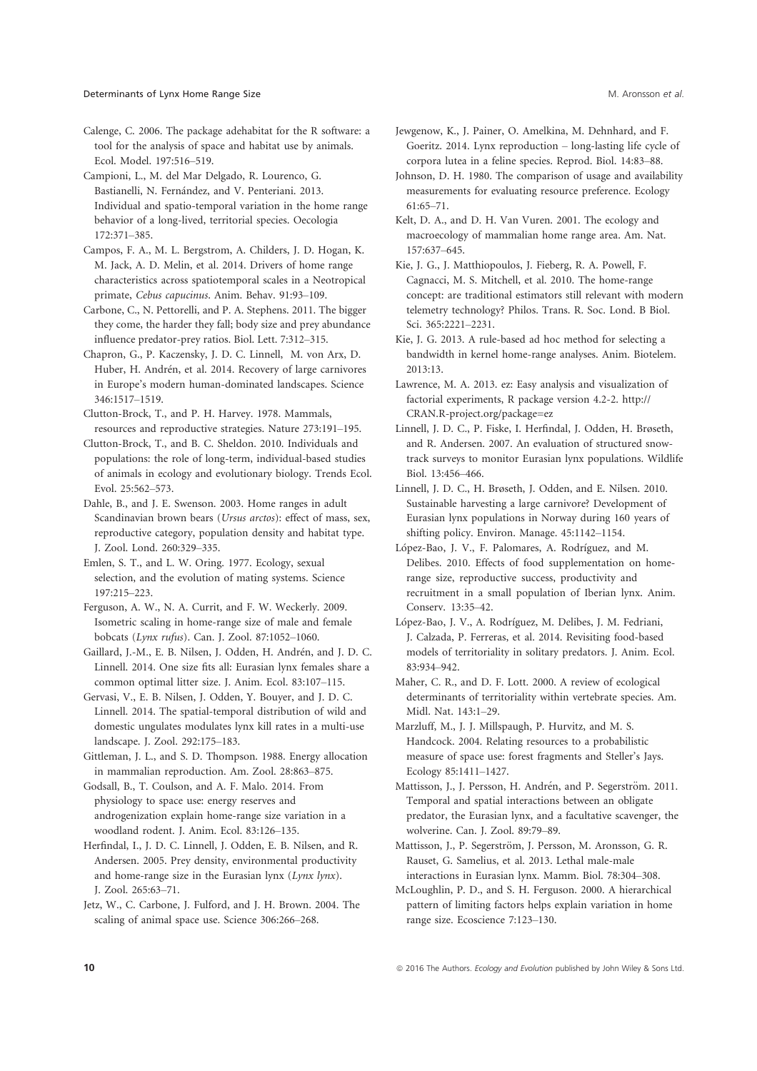Calenge, C. 2006. The package adehabitat for the R software: a tool for the analysis of space and habitat use by animals. Ecol. Model. 197:516–519.

Campioni, L., M. del Mar Delgado, R. Lourenco, G. Bastianelli, N. Fernández, and V. Penteriani. 2013. Individual and spatio-temporal variation in the home range behavior of a long-lived, territorial species. Oecologia 172:371–385.

Campos, F. A., M. L. Bergstrom, A. Childers, J. D. Hogan, K. M. Jack, A. D. Melin, et al. 2014. Drivers of home range characteristics across spatiotemporal scales in a Neotropical primate, *Cebus capucinus*. Anim. Behav. 91:93–109.

Carbone, C., N. Pettorelli, and P. A. Stephens. 2011. The bigger they come, the harder they fall; body size and prey abundance influence predator-prey ratios. Biol. Lett. 7:312–315.

Chapron, G., P. Kaczensky, J. D. C. Linnell, M. von Arx, D. Huber, H. Andrén, et al. 2014. Recovery of large carnivores in Europe's modern human-dominated landscapes. Science 346:1517–1519.

Clutton-Brock, T., and P. H. Harvey. 1978. Mammals, resources and reproductive strategies. Nature 273:191–195.

Clutton-Brock, T., and B. C. Sheldon. 2010. Individuals and populations: the role of long-term, individual-based studies of animals in ecology and evolutionary biology. Trends Ecol. Evol. 25:562–573.

Dahle, B., and J. E. Swenson. 2003. Home ranges in adult Scandinavian brown bears (*Ursus arctos*): effect of mass, sex, reproductive category, population density and habitat type. J. Zool. Lond. 260:329–335.

Emlen, S. T., and L. W. Oring. 1977. Ecology, sexual selection, and the evolution of mating systems. Science 197:215–223.

Ferguson, A. W., N. A. Currit, and F. W. Weckerly. 2009. Isometric scaling in home-range size of male and female bobcats (*Lynx rufus*). Can. J. Zool. 87:1052–1060.

Gaillard, J.-M., E. B. Nilsen, J. Odden, H. Andrén, and J. D. C. Linnell. 2014. One size fits all: Eurasian lynx females share a common optimal litter size. J. Anim. Ecol. 83:107–115.

Gervasi, V., E. B. Nilsen, J. Odden, Y. Bouyer, and J. D. C. Linnell. 2014. The spatial-temporal distribution of wild and domestic ungulates modulates lynx kill rates in a multi-use landscape. J. Zool. 292:175–183.

Gittleman, J. L., and S. D. Thompson. 1988. Energy allocation in mammalian reproduction. Am. Zool. 28:863–875.

Godsall, B., T. Coulson, and A. F. Malo. 2014. From physiology to space use: energy reserves and androgenization explain home-range size variation in a woodland rodent. J. Anim. Ecol. 83:126–135.

Herfindal, I., J. D. C. Linnell, J. Odden, E. B. Nilsen, and R. Andersen. 2005. Prey density, environmental productivity and home-range size in the Eurasian lynx (*Lynx lynx*). J. Zool. 265:63–71.

Jetz, W., C. Carbone, J. Fulford, and J. H. Brown. 2004. The scaling of animal space use. Science 306:266–268.

Jewgenow, K., J. Painer, O. Amelkina, M. Dehnhard, and F. Goeritz. 2014. Lynx reproduction – long-lasting life cycle of corpora lutea in a feline species. Reprod. Biol. 14:83–88.

Johnson, D. H. 1980. The comparison of usage and availability measurements for evaluating resource preference. Ecology 61:65–71.

Kelt, D. A., and D. H. Van Vuren. 2001. The ecology and macroecology of mammalian home range area. Am. Nat. 157:637–645.

Kie, J. G., J. Matthiopoulos, J. Fieberg, R. A. Powell, F. Cagnacci, M. S. Mitchell, et al. 2010. The home-range concept: are traditional estimators still relevant with modern telemetry technology? Philos. Trans. R. Soc. Lond. B Biol. Sci. 365:2221–2231.

Kie, J. G. 2013. A rule-based ad hoc method for selecting a bandwidth in kernel home-range analyses. Anim. Biotelem. 2013:13.

Lawrence, M. A. 2013. ez: Easy analysis and visualization of factorial experiments, R package version 4.2-2. http://CRAN.R-project.org/package=ez

Linnell, J. D. C., P. Fiske, I. Herfindal, J. Odden, H. Brøseth, and R. Andersen. 2007. An evaluation of structured snow-track surveys to monitor Eurasian lynx populations. Wildlife Biol. 13:456–466.

Linnell, J. D. C., H. Brøseth, J. Odden, and E. Nilsen. 2010. Sustainable harvesting a large carnivore? Development of Eurasian lynx populations in Norway during 160 years of shifting policy. Environ. Manage. 45:1142–1154.

López-Bao, J. V., F. Palomares, A. Rodríguez, and M. Delibes. 2010. Effects of food supplementation on home-range size, reproductive success, productivity and recruitment in a small population of Iberian lynx. Anim. Conserv. 13:35–42.

López-Bao, J. V., A. Rodríguez, M. Delibes, J. M. Fedriani, J. Calzada, P. Ferreras, et al. 2014. Revisiting food-based models of territoriality in solitary predators. J. Anim. Ecol. 83:934–942.

Maher, C. R., and D. F. Lott. 2000. A review of ecological determinants of territoriality within vertebrate species. Am. Midl. Nat. 143:1–29.

Marzluff, M., J. J. Millspaugh, P. Hurvitz, and M. S. Handcock. 2004. Relating resources to a probabilistic measure of space use: forest fragments and Steller's Jays. Ecology 85:1411–1427.

Mattisson, J., J. Persson, H. Andrén, and P. Segerström. 2011. Temporal and spatial interactions between an obligate predator, the Eurasian lynx, and a facultative scavenger, the wolverine. Can. J. Zool. 89:79–89.

Mattisson, J., P. Segerström, J. Persson, M. Aronsson, G. R. Rauset, G. Samelius, et al. 2013. Lethal male-male interactions in Eurasian lynx. Mamm. Biol. 78:304–308.

McLoughlin, P. D., and S. H. Ferguson. 2000. A hierarchical pattern of limiting factors helps explain variation in home range size. Ecoscience 7:123–130.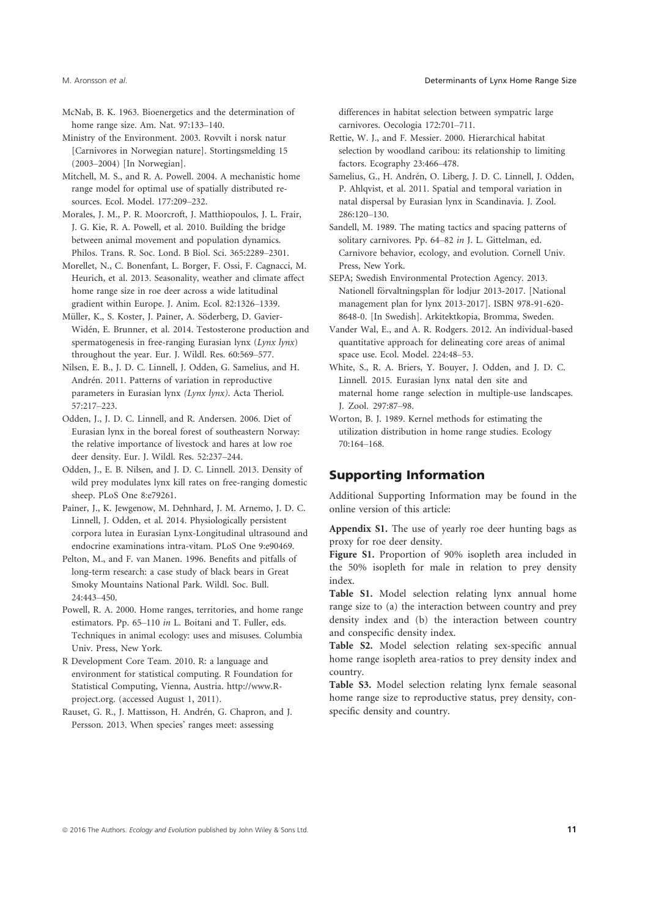McNab, B. K. 1963. Bioenergetics and the determination of home range size. Am. Nat. 97:133–140.

Ministry of the Environment. 2003. Rovvilt i norsk natur [Carnivores in Norwegian nature]. Stortingsmelding 15 (2003–2004) [In Norwegian].

Mitchell, M. S., and R. A. Powell. 2004. A mechanistic home range model for optimal use of spatially distributed resources. Ecol. Model. 177:209–232.

Morales, J. M., P. R. Moorcroft, J. Matthiopoulos, J. L. Frair, J. G. Kie, R. A. Powell, et al. 2010. Building the bridge between animal movement and population dynamics. Philos. Trans. R. Soc. Lond. B Biol. Sci. 365:2289–2301.

Morellet, N., C. Bonenfant, L. Borger, F. Ossi, F. Cagnacci, M. Heurich, et al. 2013. Seasonality, weather and climate affect home range size in roe deer across a wide latitudinal gradient within Europe. J. Anim. Ecol. 82:1326–1339.

Müller, K., S. Koster, J. Painer, A. Söderberg, D. Gavier-Widén, E. Brunner, et al. 2014. Testosterone production and spermatogenesis in free-ranging Eurasian lynx (*Lynx lynx*) throughout the year. Eur. J. Wildl. Res. 60:569–577.

Nilsen, E. B., J. D. C. Linnell, J. Odden, G. Samelius, and H. Andrén. 2011. Patterns of variation in reproductive parameters in Eurasian lynx *(Lynx lynx)*. Acta Theriol. 57:217–223.

Odden, J., J. D. C. Linnell, and R. Andersen. 2006. Diet of Eurasian lynx in the boreal forest of southeastern Norway: the relative importance of livestock and hares at low roe deer density. Eur. J. Wildl. Res. 52:237–244.

Odden, J., E. B. Nilsen, and J. D. C. Linnell. 2013. Density of wild prey modulates lynx kill rates on free-ranging domestic sheep. PLoS One 8:e79261.

Painer, J., K. Jewgenow, M. Dehnhard, J. M. Arnemo, J. D. C. Linnell, J. Odden, et al. 2014. Physiologically persistent corpora lutea in Eurasian Lynx-Longitudinal ultrasound and endocrine examinations intra-vitam. PLoS One 9:e90469.

Pelton, M., and F. van Manen. 1996. Benefits and pitfalls of long-term research: a case study of black bears in Great Smoky Mountains National Park. Wildl. Soc. Bull. 24:443–450.

Powell, R. A. 2000. Home ranges, territories, and home range estimators. Pp. 65–110 *in* L. Boitani and T. Fuller, eds. Techniques in animal ecology: uses and misuses. Columbia Univ. Press, New York.

R Development Core Team. 2010. R: a language and environment for statistical computing. R Foundation for Statistical Computing, Vienna, Austria. http://www.R-project.org. (accessed August 1, 2011).

Rauset, G. R., J. Mattisson, H. Andrén, G. Chapron, and J. Persson. 2013. When species' ranges meet: assessing differences in habitat selection between sympatric large carnivores. Oecologia 172:701–711.

Rettie, W. J., and F. Messier. 2000. Hierarchical habitat selection by woodland caribou: its relationship to limiting factors. Ecography 23:466–478.

Samelius, G., H. Andrén, O. Liberg, J. D. C. Linnell, J. Odden, P. Ahlqvist, et al. 2011. Spatial and temporal variation in natal dispersal by Eurasian lynx in Scandinavia. J. Zool. 286:120–130.

Sandell, M. 1989. The mating tactics and spacing patterns of solitary carnivores. Pp. 64–82 *in* J. L. Gittelman, ed. Carnivore behavior, ecology, and evolution. Cornell Univ. Press, New York.

SEPA; Swedish Environmental Protection Agency. 2013. Nationell förvaltningsplan för lodjur 2013-2017. [National management plan for lynx 2013-2017]. ISBN 978-91-620-8648-0. [In Swedish]. Arkitektkopia, Bromma, Sweden.

Vander Wal, E., and A. R. Rodgers. 2012. An individual-based quantitative approach for delineating core areas of animal space use. Ecol. Model. 224:48–53.

White, S., R. A. Briers, Y. Bouyer, J. Odden, and J. D. C. Linnell. 2015. Eurasian lynx natal den site and maternal home range selection in multiple-use landscapes. J. Zool. 297:87–98.

Worton, B. J. 1989. Kernel methods for estimating the utilization distribution in home range studies. Ecology 70:164–168.

## Supporting Information

Additional Supporting Information may be found in the online version of this article:

**Appendix S1.** The use of yearly roe deer hunting bags as proxy for roe deer density.

**Figure S1.** Proportion of 90% isopleth area included in the 50% isopleth for male in relation to prey density index.

**Table S1.** Model selection relating lynx annual home range size to (a) the interaction between country and prey density index and (b) the interaction between country and conspecific density index.

**Table S2.** Model selection relating sex-specific annual home range isopleth area-ratios to prey density index and country.

**Table S3.** Model selection relating lynx female seasonal home range size to reproductive status, prey density, conspecific density and country.